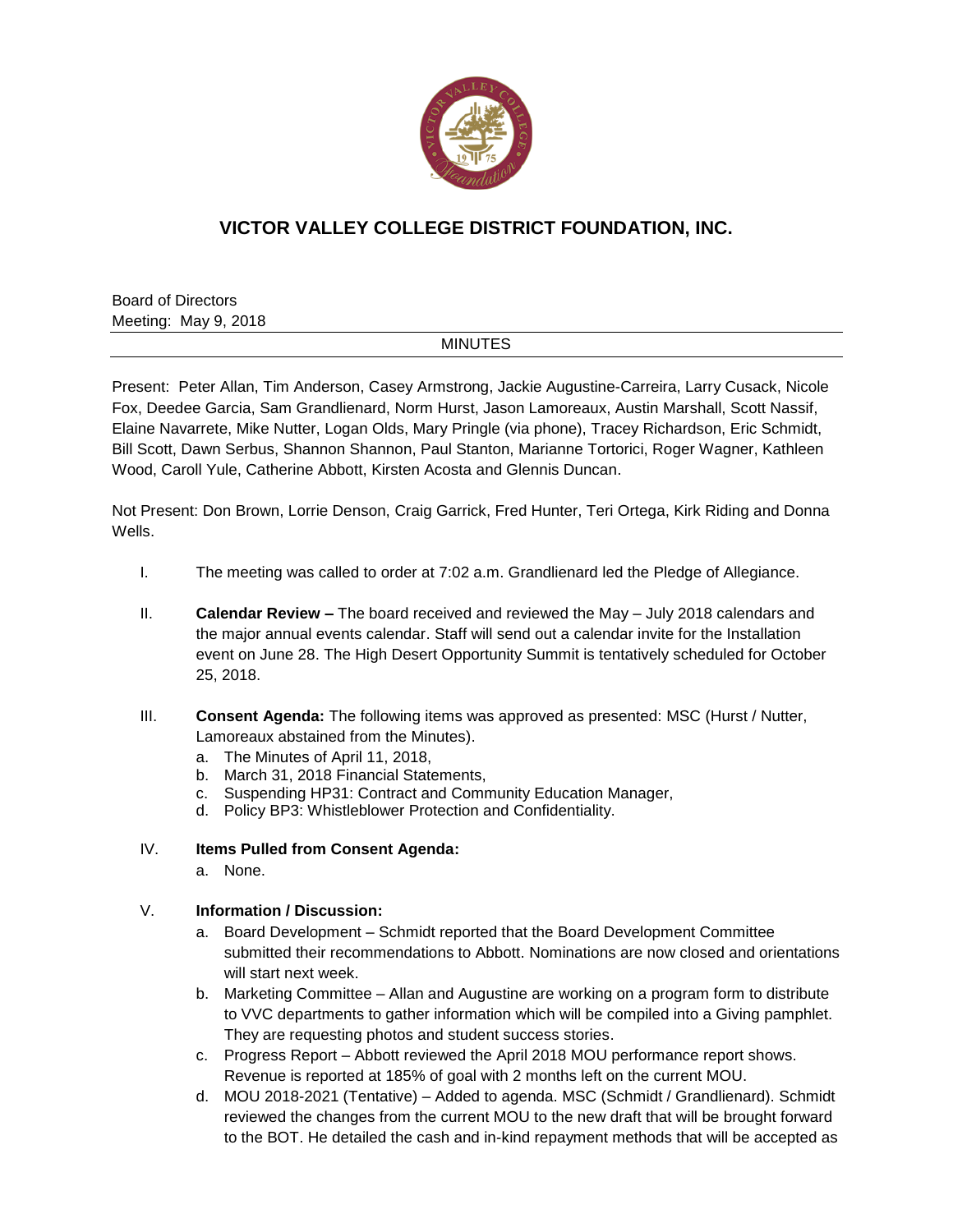# VICTOR VALLEY COLLEGE DISTRICT FOUNDATION, INC.

Board of Directors
Meeting: May 9, 2018

MINUTES

Present: Peter Allan, Tim Anderson, Casey Armstrong, Jackie Augustine-Carreira, Larry Cusack, Nicole Fox, Deedee Garcia, Sam Grandlienard, Norm Hurst, Jason Lamoreaux, Austin Marshall, Scott Nassif, Elaine Navarrete, Mike Nutter, Logan Olds, Mary Pringle (via phone), Tracey Richardson, Eric Schmidt, Bill Scott, Dawn Serbus, Shannon Shannon, Paul Stanton, Marianne Tortorici, Roger Wagner, Kathleen Wood, Caroll Yule, Catherine Abbott, Kirsten Acosta and Glennis Duncan.

Not Present: Don Brown, Lorrie Denson, Craig Garrick, Fred Hunter, Teri Ortega, Kirk Riding and Donna Wells.

I. The meeting was called to order at 7:02 a.m. Grandlienard led the Pledge of Allegiance.

II. **Calendar Review –** The board received and reviewed the May – July 2018 calendars and the major annual events calendar. Staff will send out a calendar invite for the Installation event on June 28. The High Desert Opportunity Summit is tentatively scheduled for October 25, 2018.

III. **Consent Agenda:** The following items was approved as presented: MSC (Hurst / Nutter, Lamoreaux abstained from the Minutes).
   a. The Minutes of April 11, 2018,
   b. March 31, 2018 Financial Statements,
   c. Suspending HP31: Contract and Community Education Manager,
   d. Policy BP3: Whistleblower Protection and Confidentiality.

IV. **Items Pulled from Consent Agenda:**
   a. None.

V. **Information / Discussion:**
   a. Board Development – Schmidt reported that the Board Development Committee submitted their recommendations to Abbott. Nominations are now closed and orientations will start next week.
   b. Marketing Committee – Allan and Augustine are working on a program form to distribute to VVC departments to gather information which will be compiled into a Giving pamphlet. They are requesting photos and student success stories.
   c. Progress Report – Abbott reviewed the April 2018 MOU performance report shows. Revenue is reported at 185% of goal with 2 months left on the current MOU.
   d. MOU 2018-2021 (Tentative) – Added to agenda. MSC (Schmidt / Grandlienard). Schmidt reviewed the changes from the current MOU to the new draft that will be brought forward to the BOT. He detailed the cash and in-kind repayment methods that will be accepted as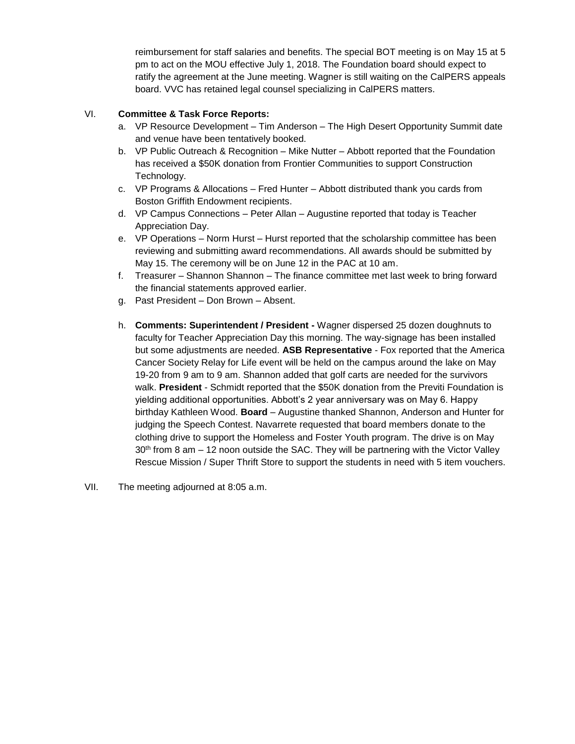reimbursement for staff salaries and benefits. The special BOT meeting is on May 15 at 5 pm to act on the MOU effective July 1, 2018. The Foundation board should expect to ratify the agreement at the June meeting. Wagner is still waiting on the CalPERS appeals board. VVC has retained legal counsel specializing in CalPERS matters.

VI. **Committee & Task Force Reports:**

a. VP Resource Development – Tim Anderson – The High Desert Opportunity Summit date and venue have been tentatively booked.

b. VP Public Outreach & Recognition – Mike Nutter – Abbott reported that the Foundation has received a $50K donation from Frontier Communities to support Construction Technology.

c. VP Programs & Allocations – Fred Hunter – Abbott distributed thank you cards from Boston Griffith Endowment recipients.

d. VP Campus Connections – Peter Allan – Augustine reported that today is Teacher Appreciation Day.

e. VP Operations – Norm Hurst – Hurst reported that the scholarship committee has been reviewing and submitting award recommendations. All awards should be submitted by May 15. The ceremony will be on June 12 in the PAC at 10 am.

f. Treasurer – Shannon Shannon – The finance committee met last week to bring forward the financial statements approved earlier.

g. Past President – Don Brown – Absent.

h. **Comments: Superintendent / President -** Wagner dispersed 25 dozen doughnuts to faculty for Teacher Appreciation Day this morning. The way-signage has been installed but some adjustments are needed. **ASB Representative** - Fox reported that the America Cancer Society Relay for Life event will be held on the campus around the lake on May 19-20 from 9 am to 9 am. Shannon added that golf carts are needed for the survivors walk. **President** - Schmidt reported that the $50K donation from the Previti Foundation is yielding additional opportunities. Abbott's 2 year anniversary was on May 6. Happy birthday Kathleen Wood. **Board** – Augustine thanked Shannon, Anderson and Hunter for judging the Speech Contest. Navarrete requested that board members donate to the clothing drive to support the Homeless and Foster Youth program. The drive is on May 30th from 8 am – 12 noon outside the SAC. They will be partnering with the Victor Valley Rescue Mission / Super Thrift Store to support the students in need with 5 item vouchers.

VII. The meeting adjourned at 8:05 a.m.